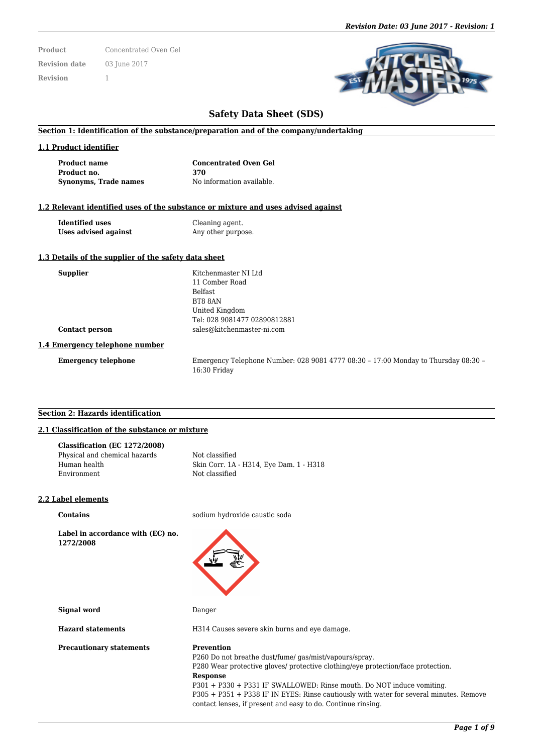| | |
|---|---|
| **Product** | Concentrated Oven Gel |
| **Revision date** | 03 June 2017 |
| **Revision** | 1 |

# Safety Data Sheet (SDS)

## Section 1: Identification of the substance/preparation and of the company/undertaking

### 1.1 Product identifier

| | |
|---|---|
| **Product name** | **Concentrated Oven Gel** |
| **Product no.** | **370** |
| **Synonyms, Trade names** | No information available. |

### 1.2 Relevant identified uses of the substance or mixture and uses advised against

| | |
|---|---|
| **Identified uses** | Cleaning agent. |
| **Uses advised against** | Any other purpose. |

### 1.3 Details of the supplier of the safety data sheet

**Supplier**

Kitchenmaster NI Ltd
11 Comber Road
Belfast
BT8 8AN
United Kingdom
Tel: 028 9081477 02890812881

**Contact person**

sales@kitchenmaster-ni.com

### 1.4 Emergency telephone number

**Emergency telephone**

Emergency Telephone Number: 028 9081 4777 08:30 – 17:00 Monday to Thursday 08:30 – 16:30 Friday

## Section 2: Hazards identification

### 2.1 Classification of the substance or mixture

**Classification (EC 1272/2008)**

| | |
|---|---|
| Physical and chemical hazards | Not classified |
| Human health | Skin Corr. 1A - H314, Eye Dam. 1 - H318 |
| Environment | Not classified |

### 2.2 Label elements

**Contains**

sodium hydroxide caustic soda

**Label in accordance with (EC) no. 1272/2008**

**Signal word**

Danger

**Hazard statements**

H314 Causes severe skin burns and eye damage.

**Precautionary statements**

**Prevention**

P260 Do not breathe dust/fume/ gas/mist/vapours/spray.
P280 Wear protective gloves/ protective clothing/eye protection/face protection.

**Response**

P301 + P330 + P331 IF SWALLOWED: Rinse mouth. Do NOT induce vomiting.
P305 + P351 + P338 IF IN EYES: Rinse cautiously with water for several minutes. Remove contact lenses, if present and easy to do. Continue rinsing.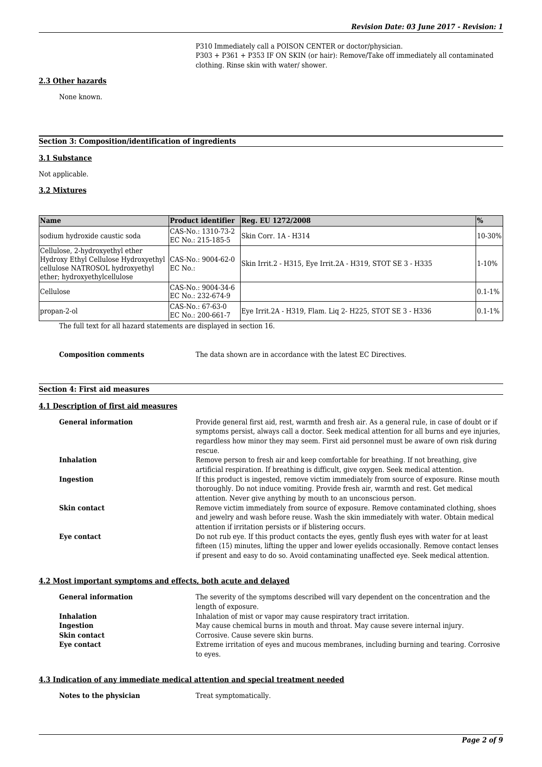P310 Immediately call a POISON CENTER or doctor/physician.
P303 + P361 + P353 IF ON SKIN (or hair): Remove/Take off immediately all contaminated clothing. Rinse skin with water/ shower.

### 2.3 Other hazards

None known.

## Section 3: Composition/identification of ingredients

### 3.1 Substance

Not applicable.

### 3.2 Mixtures

| Name | Product identifier | Reg. EU 1272/2008 | % |
|---|---|---|---|
| sodium hydroxide caustic soda | CAS-No.: 1310-73-2 EC No.: 215-185-5 | Skin Corr. 1A - H314 | 10-30% |
| Cellulose, 2-hydroxyethyl ether Hydroxy Ethyl Cellulose Hydroxyethyl cellulose NATROSOL hydroxyethyl ether; hydroxyethylcellulose | CAS-No.: 9004-62-0 EC No.: | Skin Irrit.2 - H315, Eye Irrit.2A - H319, STOT SE 3 - H335 | 1-10% |
| Cellulose | CAS-No.: 9004-34-6 EC No.: 232-674-9 | | 0.1-1% |
| propan-2-ol | CAS-No.: 67-63-0 EC No.: 200-661-7 | Eye Irrit.2A - H319, Flam. Liq 2- H225, STOT SE 3 - H336 | 0.1-1% |

The full text for all hazard statements are displayed in section 16.

**Composition comments** The data shown are in accordance with the latest EC Directives.

## Section 4: First aid measures

### 4.1 Description of first aid measures

**General information** Provide general first aid, rest, warmth and fresh air. As a general rule, in case of doubt or if symptoms persist, always call a doctor. Seek medical attention for all burns and eye injuries, regardless how minor they may seem. First aid personnel must be aware of own risk during rescue.

**Inhalation** Remove person to fresh air and keep comfortable for breathing. If not breathing, give artificial respiration. If breathing is difficult, give oxygen. Seek medical attention.

**Ingestion** If this product is ingested, remove victim immediately from source of exposure. Rinse mouth thoroughly. Do not induce vomiting. Provide fresh air, warmth and rest. Get medical attention. Never give anything by mouth to an unconscious person.

**Skin contact** Remove victim immediately from source of exposure. Remove contaminated clothing, shoes and jewelry and wash before reuse. Wash the skin immediately with water. Obtain medical attention if irritation persists or if blistering occurs.

**Eye contact** Do not rub eye. If this product contacts the eyes, gently flush eyes with water for at least fifteen (15) minutes, lifting the upper and lower eyelids occasionally. Remove contact lenses if present and easy to do so. Avoid contaminating unaffected eye. Seek medical attention.

### 4.2 Most important symptoms and effects, both acute and delayed

**General information** The severity of the symptoms described will vary dependent on the concentration and the length of exposure.

**Inhalation** Inhalation of mist or vapor may cause respiratory tract irritation.

**Ingestion** May cause chemical burns in mouth and throat. May cause severe internal injury.

**Skin contact** Corrosive. Cause severe skin burns.

**Eye contact** Extreme irritation of eyes and mucous membranes, including burning and tearing. Corrosive to eyes.

### 4.3 Indication of any immediate medical attention and special treatment needed

**Notes to the physician** Treat symptomatically.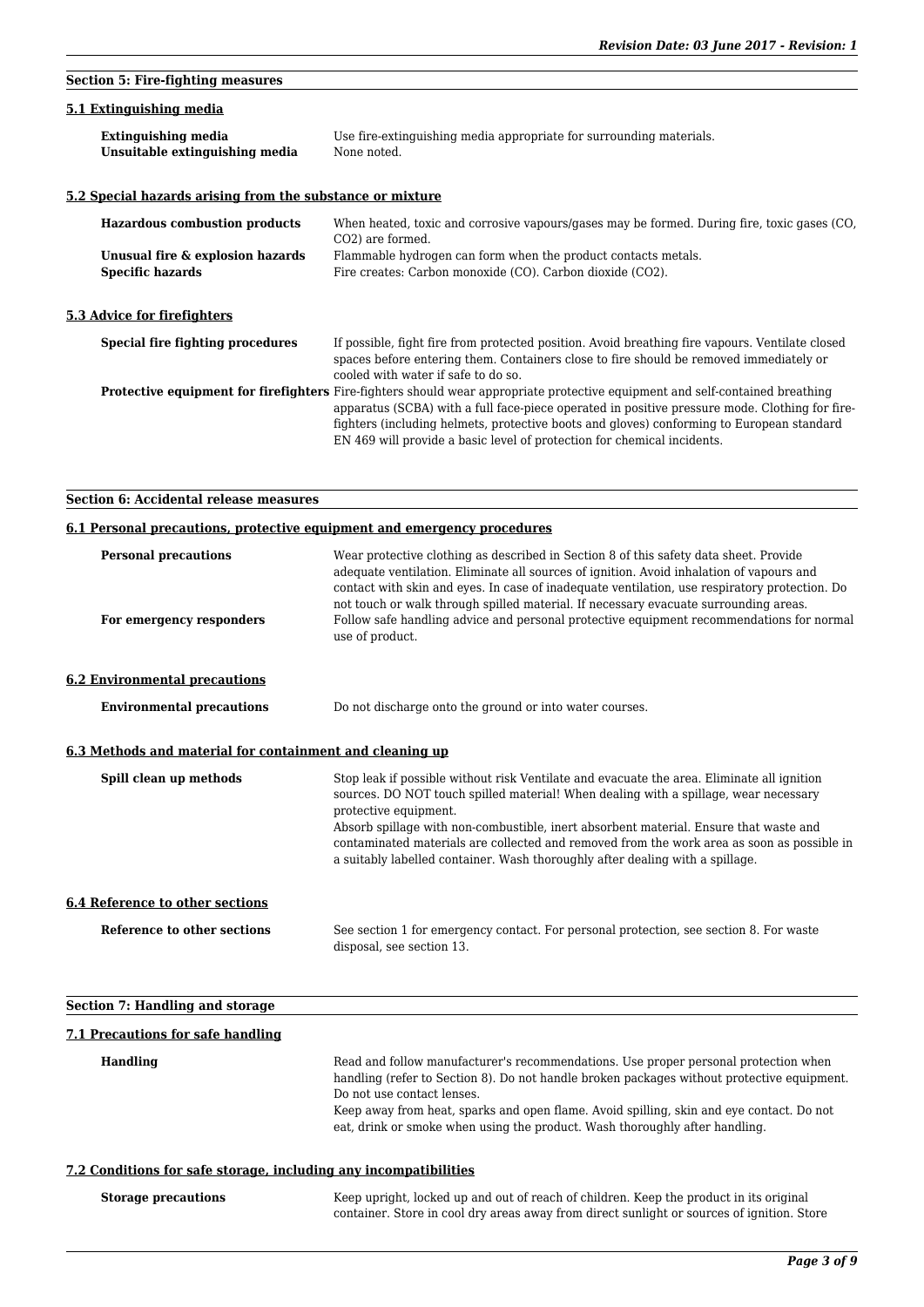## Section 5: Fire-fighting measures

### 5.1 Extinguishing media

| | |
|---|---|
| **Extinguishing media** | Use fire-extinguishing media appropriate for surrounding materials. |
| **Unsuitable extinguishing media** | None noted. |

### 5.2 Special hazards arising from the substance or mixture

| | |
|---|---|
| **Hazardous combustion products** | When heated, toxic and corrosive vapours/gases may be formed. During fire, toxic gases (CO, $CO_2$) are formed. |
| **Unusual fire & explosion hazards** | Flammable hydrogen can form when the product contacts metals. |
| **Specific hazards** | Fire creates: Carbon monoxide (CO). Carbon dioxide ($CO_2$). |

### 5.3 Advice for firefighters

| | |
|---|---|
| **Special fire fighting procedures** | If possible, fight fire from protected position. Avoid breathing fire vapours. Ventilate closed spaces before entering them. Containers close to fire should be removed immediately or cooled with water if safe to do so. |
| **Protective equipment for firefighters** | Fire-fighters should wear appropriate protective equipment and self-contained breathing apparatus (SCBA) with a full face-piece operated in positive pressure mode. Clothing for fire-fighters (including helmets, protective boots and gloves) conforming to European standard EN 469 will provide a basic level of protection for chemical incidents. |

## Section 6: Accidental release measures

### 6.1 Personal precautions, protective equipment and emergency procedures

| | |
|---|---|
| **Personal precautions** | Wear protective clothing as described in Section 8 of this safety data sheet. Provide adequate ventilation. Eliminate all sources of ignition. Avoid inhalation of vapours and contact with skin and eyes. In case of inadequate ventilation, use respiratory protection. Do not touch or walk through spilled material. If necessary evacuate surrounding areas. |
| **For emergency responders** | Follow safe handling advice and personal protective equipment recommendations for normal use of product. |

### 6.2 Environmental precautions

| | |
|---|---|
| **Environmental precautions** | Do not discharge onto the ground or into water courses. |

### 6.3 Methods and material for containment and cleaning up

| | |
|---|---|
| **Spill clean up methods** | Stop leak if possible without risk Ventilate and evacuate the area. Eliminate all ignition sources. DO NOT touch spilled material! When dealing with a spillage, wear necessary protective equipment.<br>Absorb spillage with non-combustible, inert absorbent material. Ensure that waste and contaminated materials are collected and removed from the work area as soon as possible in a suitably labelled container. Wash thoroughly after dealing with a spillage. |

### 6.4 Reference to other sections

| | |
|---|---|
| **Reference to other sections** | See section 1 for emergency contact. For personal protection, see section 8. For waste disposal, see section 13. |

## Section 7: Handling and storage

### 7.1 Precautions for safe handling

| | |
|---|---|
| **Handling** | Read and follow manufacturer's recommendations. Use proper personal protection when handling (refer to Section 8). Do not handle broken packages without protective equipment. Do not use contact lenses.<br>Keep away from heat, sparks and open flame. Avoid spilling, skin and eye contact. Do not eat, drink or smoke when using the product. Wash thoroughly after handling. |

### 7.2 Conditions for safe storage, including any incompatibilities

| | |
|---|---|
| **Storage precautions** | Keep upright, locked up and out of reach of children. Keep the product in its original container. Store in cool dry areas away from direct sunlight or sources of ignition. Store |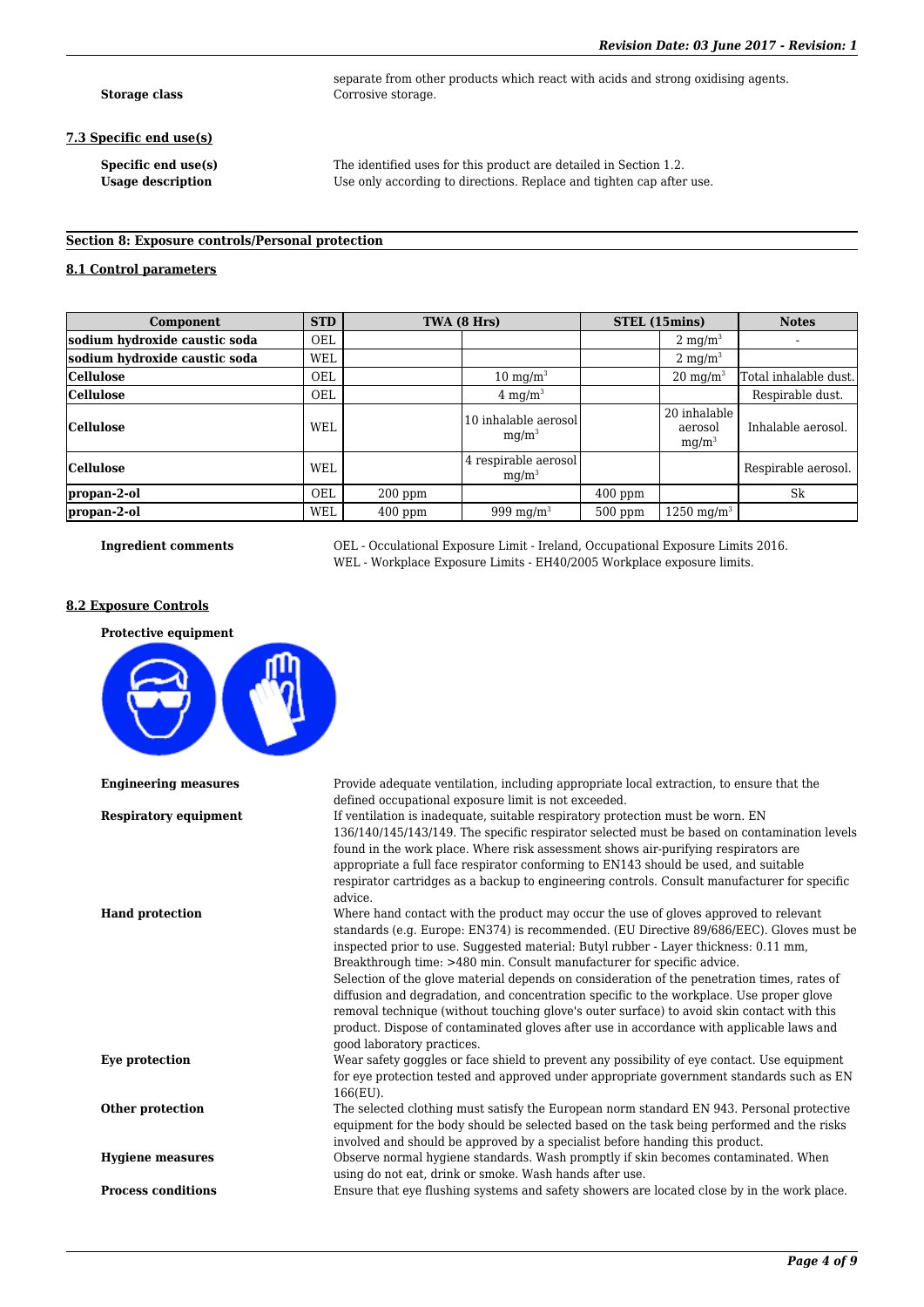| | |
|---|---|
| | separate from other products which react with acids and strong oxidising agents. |
| **Storage class** | Corrosive storage. |

### 7.3 Specific end use(s)

| | |
|---|---|
| **Specific end use(s)** | The identified uses for this product are detailed in Section 1.2. |
| **Usage description** | Use only according to directions. Replace and tighten cap after use. |

## Section 8: Exposure controls/Personal protection

### 8.1 Control parameters

| Component | STD | TWA (8 Hrs) | | STEL (15mins) | | Notes |
|---|---|---|---|---|---|---|
| **sodium hydroxide caustic soda** | OEL | | | | 2 mg/m$^3$ | - |
| **sodium hydroxide caustic soda** | WEL | | | | 2 mg/m$^3$ | |
| **Cellulose** | OEL | | 10 mg/m$^3$ | | 20 mg/m$^3$ | Total inhalable dust. |
| **Cellulose** | OEL | | 4 mg/m$^3$ | | | Respirable dust. |
| **Cellulose** | WEL | | 10 inhalable aerosol mg/m$^3$ | | 20 inhalable aerosol mg/m$^3$ | Inhalable aerosol. |
| **Cellulose** | WEL | | 4 respirable aerosol mg/m$^3$ | | | Respirable aerosol. |
| **propan-2-ol** | OEL | 200 ppm | | 400 ppm | | Sk |
| **propan-2-ol** | WEL | 400 ppm | 999 mg/m$^3$ | 500 ppm | 1250 mg/m$^3$ | |

| | |
|---|---|
| **Ingredient comments** | OEL - Occulational Exposure Limit - Ireland, Occupational Exposure Limits 2016.<br>WEL - Workplace Exposure Limits - EH40/2005 Workplace exposure limits. |

### 8.2 Exposure Controls

**Protective equipment**

| | |
|---|---|
| **Engineering measures** | Provide adequate ventilation, including appropriate local extraction, to ensure that the defined occupational exposure limit is not exceeded. |
| **Respiratory equipment** | If ventilation is inadequate, suitable respiratory protection must be worn. EN 136/140/145/143/149. The specific respirator selected must be based on contamination levels found in the work place. Where risk assessment shows air-purifying respirators are appropriate a full face respirator conforming to EN143 should be used, and suitable respirator cartridges as a backup to engineering controls. Consult manufacturer for specific advice. |
| **Hand protection** | Where hand contact with the product may occur the use of gloves approved to relevant standards (e.g. Europe: EN374) is recommended. (EU Directive 89/686/EEC). Gloves must be inspected prior to use. Suggested material: Butyl rubber - Layer thickness: 0.11 mm, Breakthrough time: >480 min. Consult manufacturer for specific advice.<br>Selection of the glove material depends on consideration of the penetration times, rates of diffusion and degradation, and concentration specific to the workplace. Use proper glove removal technique (without touching glove's outer surface) to avoid skin contact with this product. Dispose of contaminated gloves after use in accordance with applicable laws and good laboratory practices. |
| **Eye protection** | Wear safety goggles or face shield to prevent any possibility of eye contact. Use equipment for eye protection tested and approved under appropriate government standards such as EN 166(EU). |
| **Other protection** | The selected clothing must satisfy the European norm standard EN 943. Personal protective equipment for the body should be selected based on the task being performed and the risks involved and should be approved by a specialist before handing this product. |
| **Hygiene measures** | Observe normal hygiene standards. Wash promptly if skin becomes contaminated. When using do not eat, drink or smoke. Wash hands after use. |
| **Process conditions** | Ensure that eye flushing systems and safety showers are located close by in the work place. |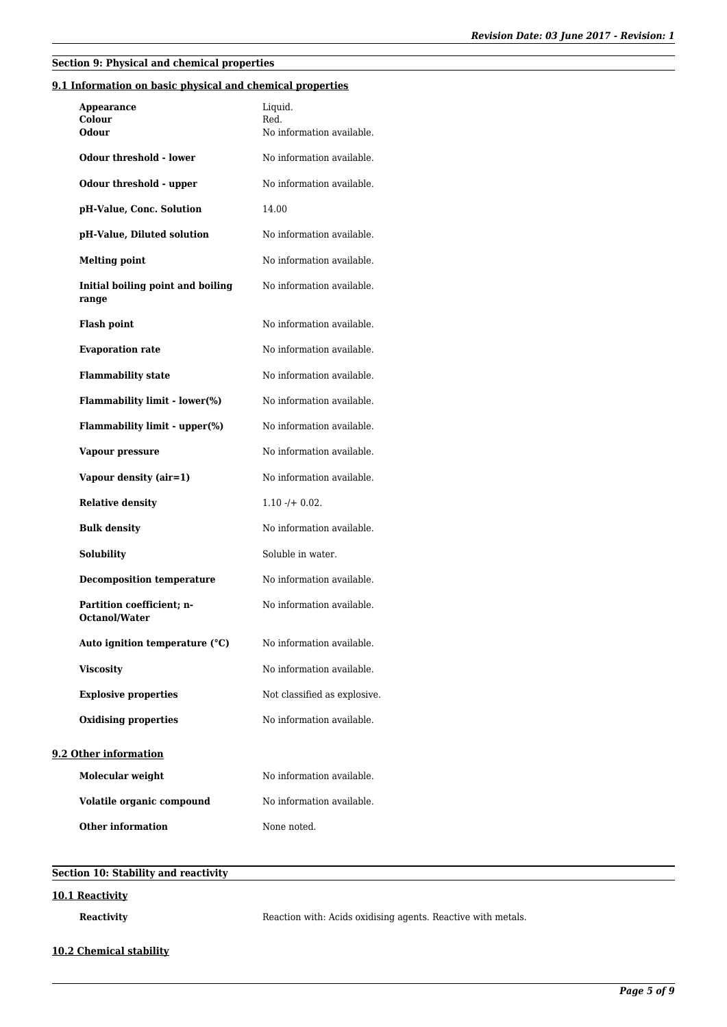## Section 9: Physical and chemical properties

### 9.1 Information on basic physical and chemical properties

| | |
|---|---|
| **Appearance** | Liquid. |
| **Colour** | Red. |
| **Odour** | No information available. |
| **Odour threshold - lower** | No information available. |
| **Odour threshold - upper** | No information available. |
| **pH-Value, Conc. Solution** | 14.00 |
| **pH-Value, Diluted solution** | No information available. |
| **Melting point** | No information available. |
| **Initial boiling point and boiling range** | No information available. |
| **Flash point** | No information available. |
| **Evaporation rate** | No information available. |
| **Flammability state** | No information available. |
| **Flammability limit - lower(%)** | No information available. |
| **Flammability limit - upper(%)** | No information available. |
| **Vapour pressure** | No information available. |
| **Vapour density (air=1)** | No information available. |
| **Relative density** | 1.10 -/+ 0.02. |
| **Bulk density** | No information available. |
| **Solubility** | Soluble in water. |
| **Decomposition temperature** | No information available. |
| **Partition coefficient; n-Octanol/Water** | No information available. |
| **Auto ignition temperature (°C)** | No information available. |
| **Viscosity** | No information available. |
| **Explosive properties** | Not classified as explosive. |
| **Oxidising properties** | No information available. |

### 9.2 Other information

| | |
|---|---|
| **Molecular weight** | No information available. |
| **Volatile organic compound** | No information available. |
| **Other information** | None noted. |

## Section 10: Stability and reactivity

### 10.1 Reactivity

**Reactivity** Reaction with: Acids oxidising agents. Reactive with metals.

### 10.2 Chemical stability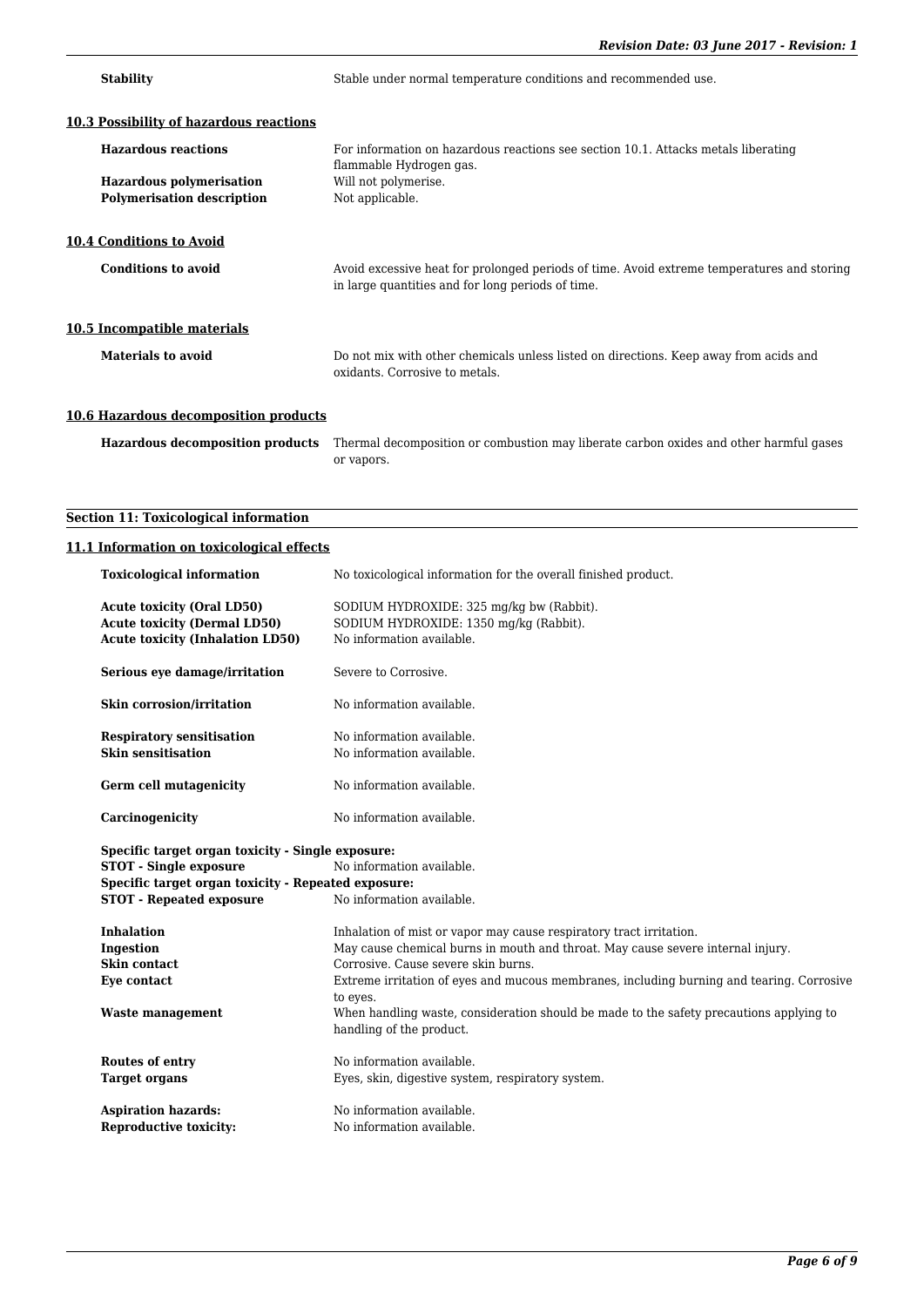**Stability** Stable under normal temperature conditions and recommended use.

### 10.3 Possibility of hazardous reactions

| | |
|---|---|
| **Hazardous reactions** | For information on hazardous reactions see section 10.1. Attacks metals liberating flammable Hydrogen gas. |
| **Hazardous polymerisation** | Will not polymerise. |
| **Polymerisation description** | Not applicable. |

### 10.4 Conditions to Avoid

| | |
|---|---|
| **Conditions to avoid** | Avoid excessive heat for prolonged periods of time. Avoid extreme temperatures and storing in large quantities and for long periods of time. |

### 10.5 Incompatible materials

| | |
|---|---|
| **Materials to avoid** | Do not mix with other chemicals unless listed on directions. Keep away from acids and oxidants. Corrosive to metals. |

### 10.6 Hazardous decomposition products

| | |
|---|---|
| **Hazardous decomposition products** | Thermal decomposition or combustion may liberate carbon oxides and other harmful gases or vapors. |

## Section 11: Toxicological information

### 11.1 Information on toxicological effects

| | |
|---|---|
| **Toxicological information** | No toxicological information for the overall finished product. |
| **Acute toxicity (Oral LD50)** | SODIUM HYDROXIDE: 325 mg/kg bw (Rabbit). |
| **Acute toxicity (Dermal LD50)** | SODIUM HYDROXIDE: 1350 mg/kg (Rabbit). |
| **Acute toxicity (Inhalation LD50)** | No information available. |
| **Serious eye damage/irritation** | Severe to Corrosive. |
| **Skin corrosion/irritation** | No information available. |
| **Respiratory sensitisation** | No information available. |
| **Skin sensitisation** | No information available. |
| **Germ cell mutagenicity** | No information available. |
| **Carcinogenicity** | No information available. |

**Specific target organ toxicity - Single exposure:**

| | |
|---|---|
| **STOT - Single exposure** | No information available. |

**Specific target organ toxicity - Repeated exposure:**

| | |
|---|---|
| **STOT - Repeated exposure** | No information available. |
| **Inhalation** | Inhalation of mist or vapor may cause respiratory tract irritation. |
| **Ingestion** | May cause chemical burns in mouth and throat. May cause severe internal injury. |
| **Skin contact** | Corrosive. Cause severe skin burns. |
| **Eye contact** | Extreme irritation of eyes and mucous membranes, including burning and tearing. Corrosive to eyes. |
| **Waste management** | When handling waste, consideration should be made to the safety precautions applying to handling of the product. |
| **Routes of entry** | No information available. |
| **Target organs** | Eyes, skin, digestive system, respiratory system. |
| **Aspiration hazards:** | No information available. |
| **Reproductive toxicity:** | No information available. |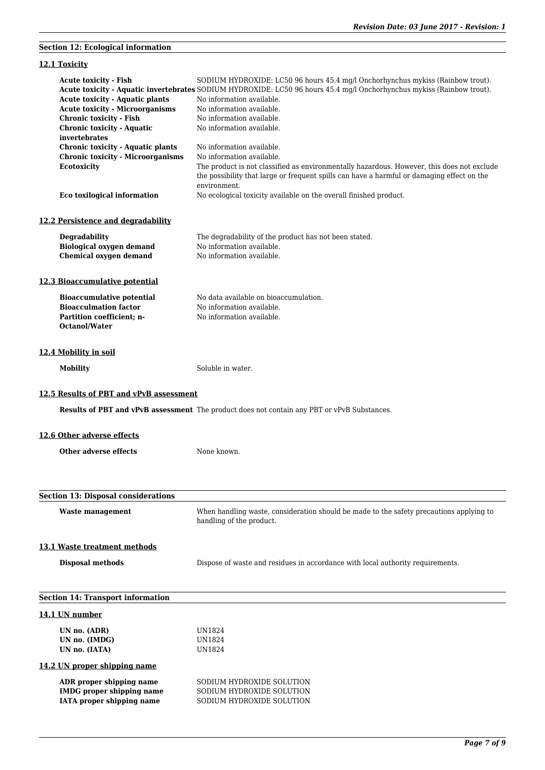## Section 12: Ecological information

### 12.1 Toxicity

| | |
|---|---|
| **Acute toxicity - Fish** | SODIUM HYDROXIDE: LC50 96 hours 45.4 mg/l Onchorhynchus mykiss (Rainbow trout). |
| **Acute toxicity - Aquatic invertebrates** | SODIUM HYDROXIDE: LC50 96 hours 45.4 mg/l Onchorhynchus mykiss (Rainbow trout). |
| **Acute toxicity - Aquatic plants** | No information available. |
| **Acute toxicity - Microorganisms** | No information available. |
| **Chronic toxicity - Fish** | No information available. |
| **Chronic toxicity - Aquatic invertebrates** | No information available. |
| **Chronic toxicity - Aquatic plants** | No information available. |
| **Chronic toxicity - Microorganisms** | No information available. |
| **Ecotoxicity** | The product is not classified as environmentally hazardous. However, this does not exclude the possibility that large or frequent spills can have a harmful or damaging effect on the environment. |
| **Eco toxilogical information** | No ecological toxicity available on the overall finished product. |

### 12.2 Persistence and degradability

| | |
|---|---|
| **Degradability** | The degradability of the product has not been stated. |
| **Biological oxygen demand** | No information available. |
| **Chemical oxygen demand** | No information available. |

### 12.3 Bioaccumulative potential

| | |
|---|---|
| **Bioaccumulative potential** | No data available on bioaccumulation. |
| **Bioacculmation factor** | No information available. |
| **Partition coefficient; n-Octanol/Water** | No information available. |

### 12.4 Mobility in soil

| | |
|---|---|
| **Mobility** | Soluble in water. |

### 12.5 Results of PBT and vPvB assessment

**Results of PBT and vPvB assessment** The product does not contain any PBT or vPvB Substances.

### 12.6 Other adverse effects

| | |
|---|---|
| **Other adverse effects** | None known. |

## Section 13: Disposal considerations

| | |
|---|---|
| **Waste management** | When handling waste, consideration should be made to the safety precautions applying to handling of the product. |

### 13.1 Waste treatment methods

| | |
|---|---|
| **Disposal methods** | Dispose of waste and residues in accordance with local authority requirements. |

## Section 14: Transport information

### 14.1 UN number

| | |
|---|---|
| **UN no. (ADR)** | UN1824 |
| **UN no. (IMDG)** | UN1824 |
| **UN no. (IATA)** | UN1824 |

### 14.2 UN proper shipping name

| | |
|---|---|
| **ADR proper shipping name** | SODIUM HYDROXIDE SOLUTION |
| **IMDG proper shipping name** | SODIUM HYDROXIDE SOLUTION |
| **IATA proper shipping name** | SODIUM HYDROXIDE SOLUTION |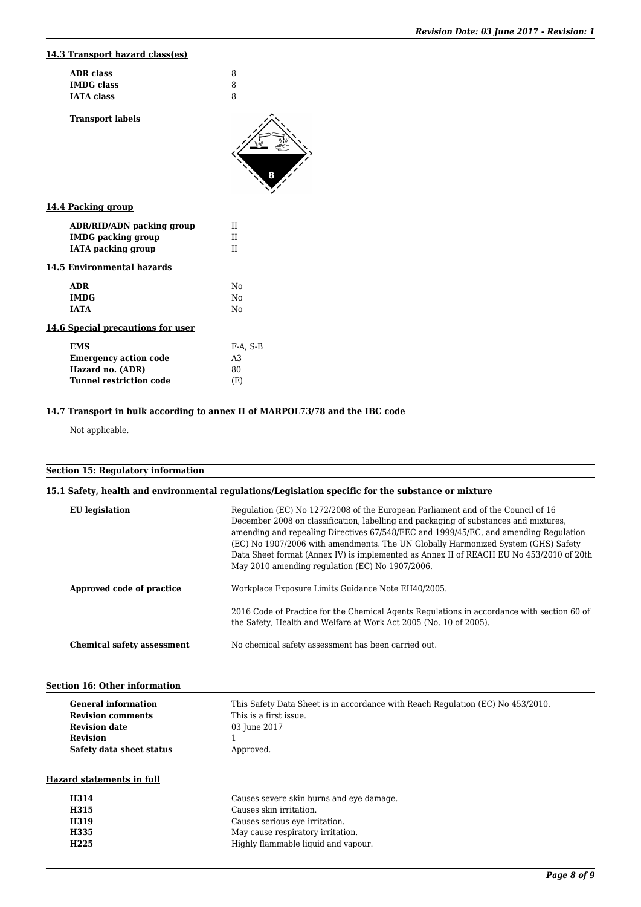### 14.3 Transport hazard class(es)

| | |
|---|---|
| **ADR class** | 8 |
| **IMDG class** | 8 |
| **IATA class** | 8 |

**Transport labels**

### 14.4 Packing group

| | |
|---|---|
| **ADR/RID/ADN packing group** | II |
| **IMDG packing group** | II |
| **IATA packing group** | II |

### 14.5 Environmental hazards

| | |
|---|---|
| **ADR** | No |
| **IMDG** | No |
| **IATA** | No |

### 14.6 Special precautions for user

| | |
|---|---|
| **EMS** | F-A, S-B |
| **Emergency action code** | A3 |
| **Hazard no. (ADR)** | 80 |
| **Tunnel restriction code** | (E) |

### 14.7 Transport in bulk according to annex II of MARPOL73/78 and the IBC code

Not applicable.

## Section 15: Regulatory information

### 15.1 Safety, health and environmental regulations/Legislation specific for the substance or mixture

**EU legislation**

Regulation (EC) No 1272/2008 of the European Parliament and of the Council of 16 December 2008 on classification, labelling and packaging of substances and mixtures, amending and repealing Directives 67/548/EEC and 1999/45/EC, and amending Regulation (EC) No 1907/2006 with amendments. The UN Globally Harmonized System (GHS) Safety Data Sheet format (Annex IV) is implemented as Annex II of REACH EU No 453/2010 of 20th May 2010 amending regulation (EC) No 1907/2006.

**Approved code of practice**

Workplace Exposure Limits Guidance Note EH40/2005.

2016 Code of Practice for the Chemical Agents Regulations in accordance with section 60 of the Safety, Health and Welfare at Work Act 2005 (No. 10 of 2005).

**Chemical safety assessment**

No chemical safety assessment has been carried out.

## Section 16: Other information

| | |
|---|---|
| **General information** | This Safety Data Sheet is in accordance with Reach Regulation (EC) No 453/2010. |
| **Revision comments** | This is a first issue. |
| **Revision date** | 03 June 2017 |
| **Revision** | 1 |
| **Safety data sheet status** | Approved. |

### Hazard statements in full

| | |
|---|---|
| **H314** | Causes severe skin burns and eye damage. |
| **H315** | Causes skin irritation. |
| **H319** | Causes serious eye irritation. |
| **H335** | May cause respiratory irritation. |
| **H225** | Highly flammable liquid and vapour. |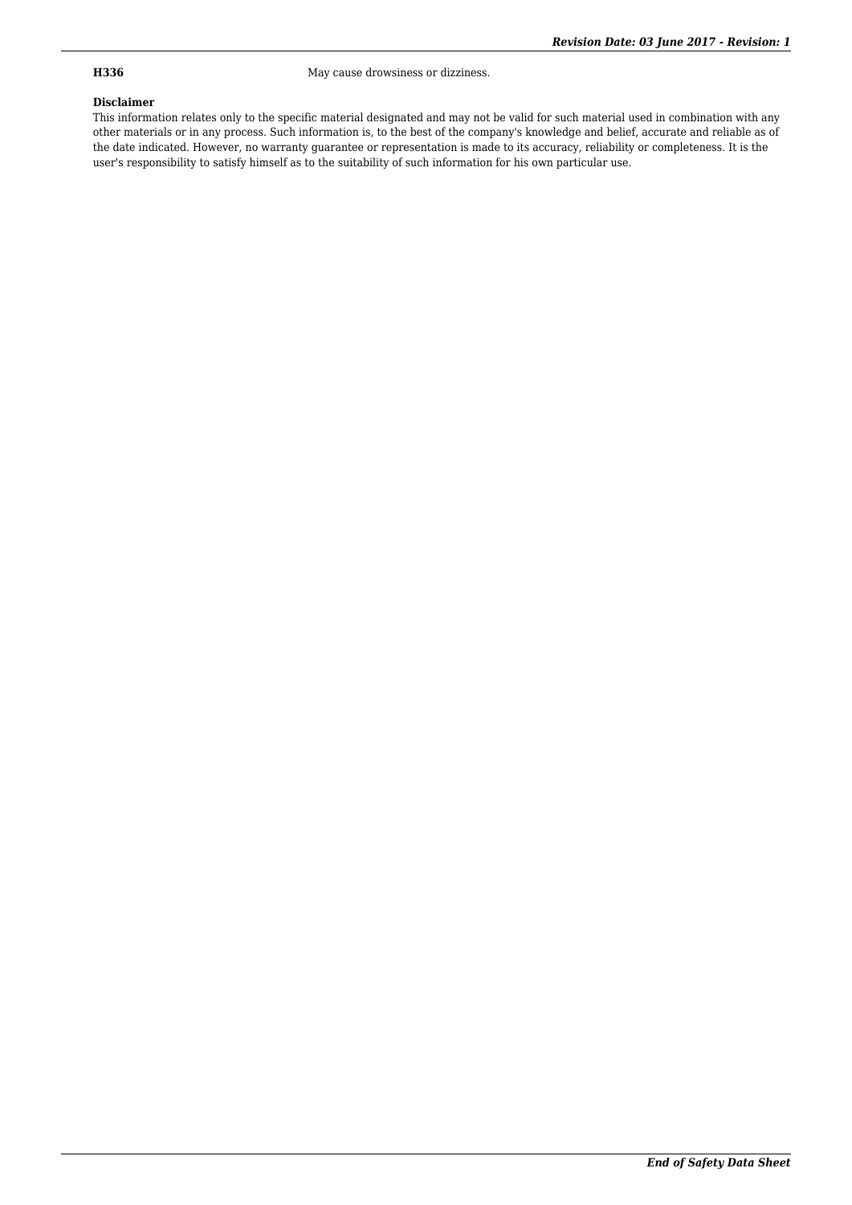| | |
|---|---|
| **H336** | May cause drowsiness or dizziness. |

**Disclaimer**

This information relates only to the specific material designated and may not be valid for such material used in combination with any other materials or in any process. Such information is, to the best of the company's knowledge and belief, accurate and reliable as of the date indicated. However, no warranty guarantee or representation is made to its accuracy, reliability or completeness. It is the user's responsibility to satisfy himself as to the suitability of such information for his own particular use.

***End of Safety Data Sheet***